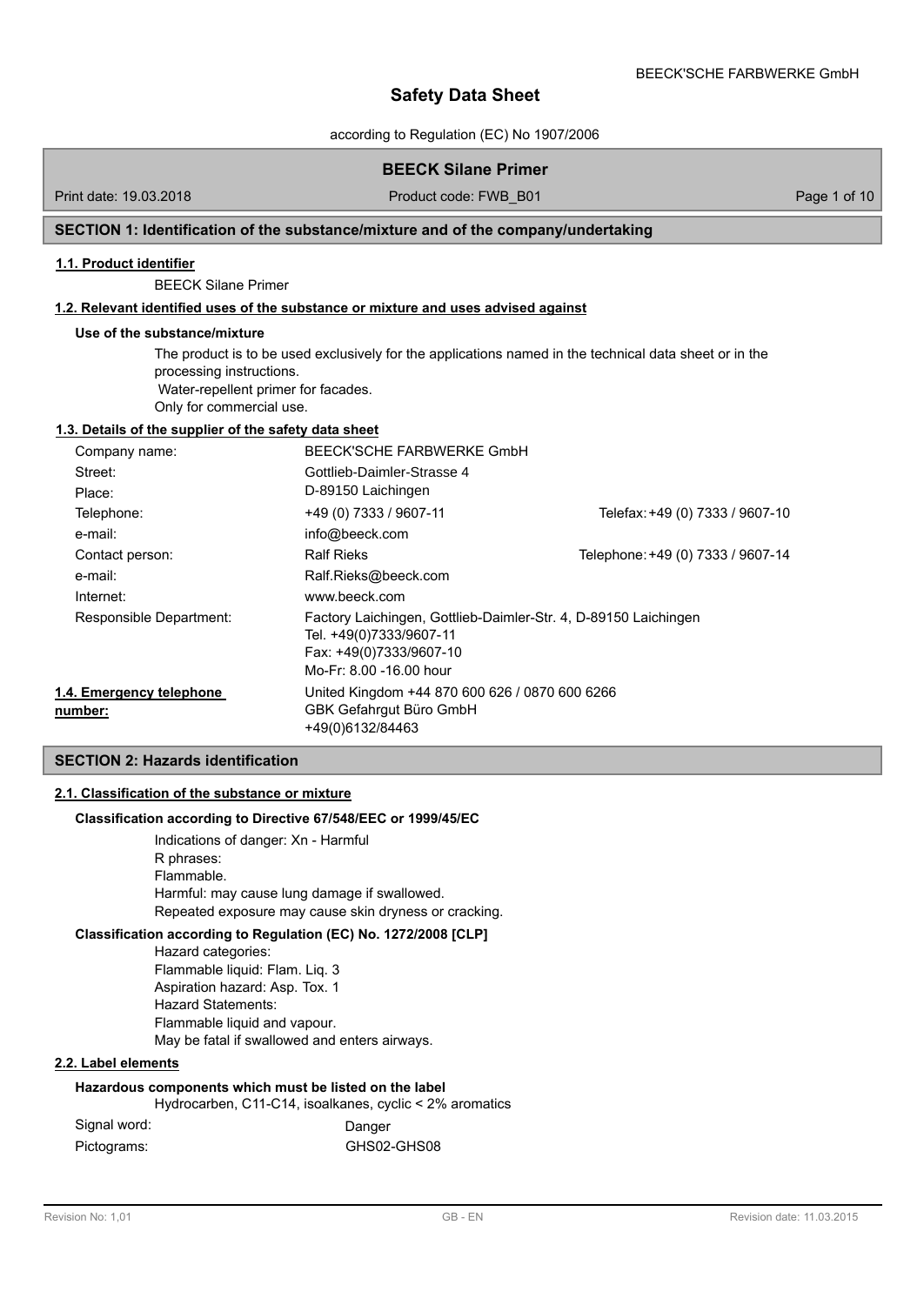# Safety Data Sheet

according to Regulation (EC) No 1907/2006

## BEECK Silane Primer

Print date: 19.03.2018 | Product code: FWB_B01

## SECTION 1: Identification of the substance/mixture and of the company/undertaking

### 1.1. Product identifier

BEECK Silane Primer

### 1.2. Relevant identified uses of the substance or mixture and uses advised against

**Use of the substance/mixture**

The product is to be used exclusively for the applications named in the technical data sheet or in the processing instructions.
Water-repellent primer for facades.
Only for commercial use.

### 1.3. Details of the supplier of the safety data sheet

| | | |
|---|---|---|
| Company name: | BEECK'SCHE FARBWERKE GmbH | |
| Street: | Gottlieb-Daimler-Strasse 4 | |
| Place: | D-89150 Laichingen | |
| Telephone: | +49 (0) 7333 / 9607-11 | Telefax: +49 (0) 7333 / 9607-10 |
| e-mail: | info@beeck.com | |
| Contact person: | Ralf Rieks | Telephone: +49 (0) 7333 / 9607-14 |
| e-mail: | Ralf.Rieks@beeck.com | |
| Internet: | www.beeck.com | |
| Responsible Department: | Factory Laichingen, Gottlieb-Daimler-Str. 4, D-89150 Laichingen<br>Tel. +49(0)7333/9607-11<br>Fax: +49(0)7333/9607-10<br>Mo-Fr: 8.00 -16.00 hour | |

### 1.4. Emergency telephone number:

United Kingdom +44 870 600 626 / 0870 600 6266
GBK Gefahrgut Büro GmbH
+49(0)6132/84463

## SECTION 2: Hazards identification

### 2.1. Classification of the substance or mixture

**Classification according to Directive 67/548/EEC or 1999/45/EC**

Indications of danger: Xn - Harmful
R phrases:
Flammable.
Harmful: may cause lung damage if swallowed.
Repeated exposure may cause skin dryness or cracking.

**Classification according to Regulation (EC) No. 1272/2008 [CLP]**

Hazard categories:
Flammable liquid: Flam. Liq. 3
Aspiration hazard: Asp. Tox. 1
Hazard Statements:
Flammable liquid and vapour.
May be fatal if swallowed and enters airways.

### 2.2. Label elements

**Hazardous components which must be listed on the label**

Hydrocarben, C11-C14, isoalkanes, cyclic < 2% aromatics

| | |
|---|---|
| Signal word: | Danger |
| Pictograms: | GHS02-GHS08 |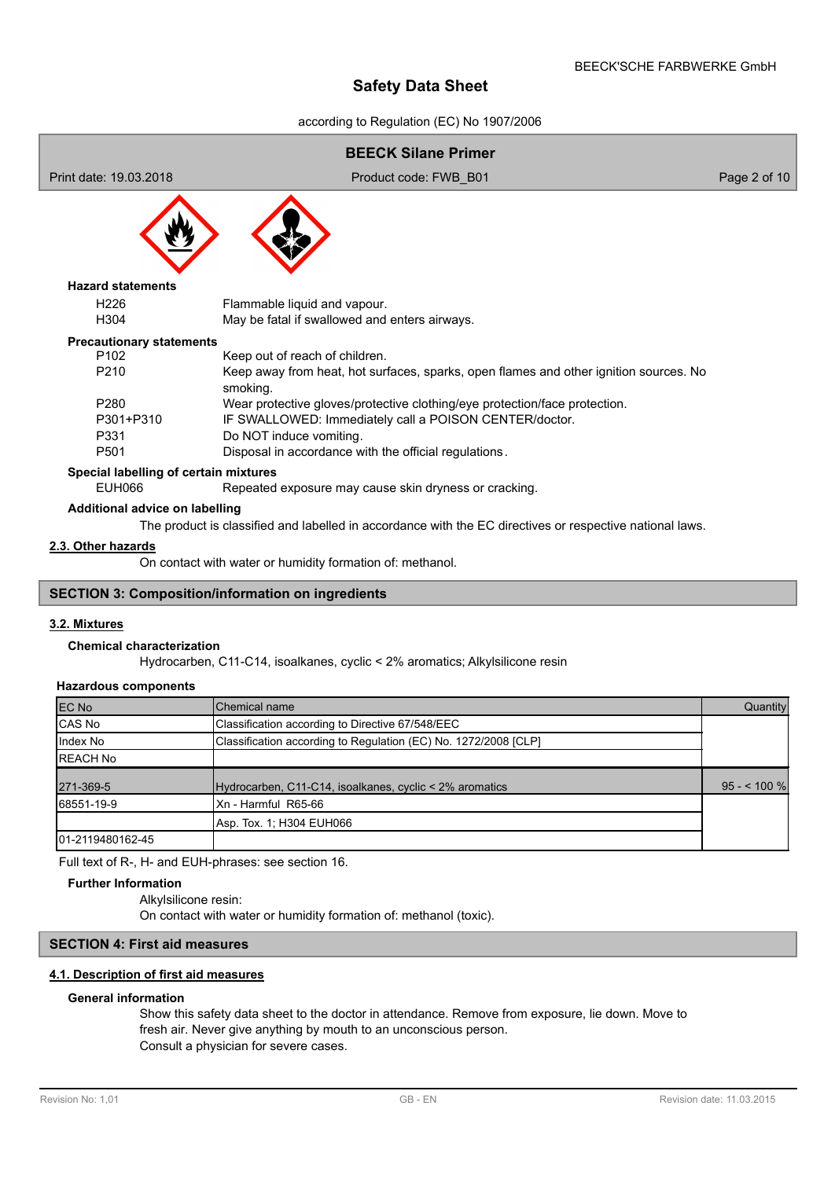**Hazard statements**

| | |
|---|---|
| H226 | Flammable liquid and vapour. |
| H304 | May be fatal if swallowed and enters airways. |

**Precautionary statements**

| | |
|---|---|
| P102 | Keep out of reach of children. |
| P210 | Keep away from heat, hot surfaces, sparks, open flames and other ignition sources. No smoking. |
| P280 | Wear protective gloves/protective clothing/eye protection/face protection. |
| P301+P310 | IF SWALLOWED: Immediately call a POISON CENTER/doctor. |
| P331 | Do NOT induce vomiting. |
| P501 | Disposal in accordance with the official regulations. |

**Special labelling of certain mixtures**

| | |
|---|---|
| EUH066 | Repeated exposure may cause skin dryness or cracking. |

**Additional advice on labelling**

The product is classified and labelled in accordance with the EC directives or respective national laws.

### 2.3. Other hazards

On contact with water or humidity formation of: methanol.

## SECTION 3: Composition/information on ingredients

### 3.2. Mixtures

**Chemical characterization**

Hydrocarben, C11-C14, isoalkanes, cyclic < 2% aromatics; Alkylsilicone resin

**Hazardous components**

| EC No | Chemical name | Quantity |
|---|---|---|
| CAS No | Classification according to Directive 67/548/EEC | |
| Index No | Classification according to Regulation (EC) No. 1272/2008 [CLP] | |
| REACH No | | |
| 271-369-5 | Hydrocarben, C11-C14, isoalkanes, cyclic < 2% aromatics | 95 - < 100 % |
| 68551-19-9 | Xn - Harmful R65-66 | |
| | Asp. Tox. 1; H304 EUH066 | |
| 01-2119480162-45 | | |

Full text of R-, H- and EUH-phrases: see section 16.

**Further Information**

Alkylsilicone resin:
On contact with water or humidity formation of: methanol (toxic).

## SECTION 4: First aid measures

### 4.1. Description of first aid measures

**General information**

Show this safety data sheet to the doctor in attendance. Remove from exposure, lie down. Move to fresh air. Never give anything by mouth to an unconscious person.
Consult a physician for severe cases.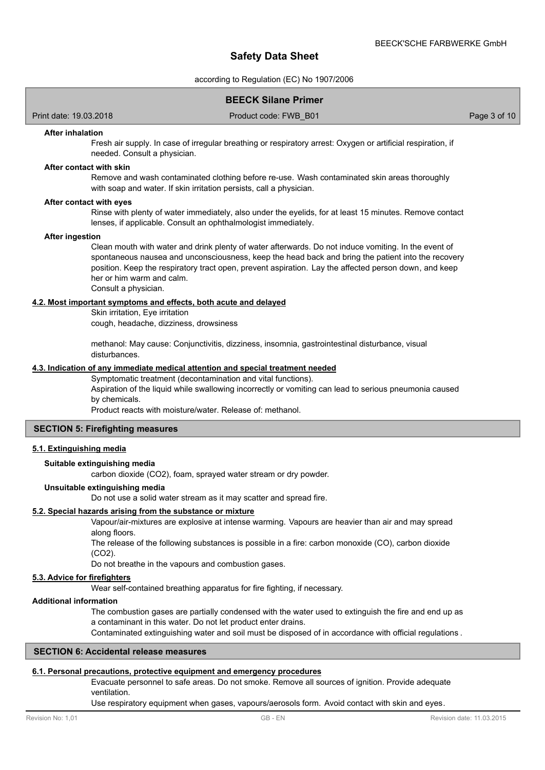#### After inhalation

Fresh air supply. In case of irregular breathing or respiratory arrest: Oxygen or artificial respiration, if needed. Consult a physician.

#### After contact with skin

Remove and wash contaminated clothing before re-use. Wash contaminated skin areas thoroughly with soap and water. If skin irritation persists, call a physician.

#### After contact with eyes

Rinse with plenty of water immediately, also under the eyelids, for at least 15 minutes. Remove contact lenses, if applicable. Consult an ophthalmologist immediately.

#### After ingestion

Clean mouth with water and drink plenty of water afterwards. Do not induce vomiting. In the event of spontaneous nausea and unconsciousness, keep the head back and bring the patient into the recovery position. Keep the respiratory tract open, prevent aspiration. Lay the affected person down, and keep her or him warm and calm.
Consult a physician.

### 4.2. Most important symptoms and effects, both acute and delayed

Skin irritation, Eye irritation
cough, headache, dizziness, drowsiness

methanol: May cause: Conjunctivitis, dizziness, insomnia, gastrointestinal disturbance, visual disturbances.

### 4.3. Indication of any immediate medical attention and special treatment needed

Symptomatic treatment (decontamination and vital functions).
Aspiration of the liquid while swallowing incorrectly or vomiting can lead to serious pneumonia caused by chemicals.
Product reacts with moisture/water. Release of: methanol.

## SECTION 5: Firefighting measures

### 5.1. Extinguishing media

#### Suitable extinguishing media

carbon dioxide ($CO_2$), foam, sprayed water stream or dry powder.

#### Unsuitable extinguishing media

Do not use a solid water stream as it may scatter and spread fire.

### 5.2. Special hazards arising from the substance or mixture

Vapour/air-mixtures are explosive at intense warming. Vapours are heavier than air and may spread along floors.
The release of the following substances is possible in a fire: carbon monoxide (CO), carbon dioxide ($CO_2$).
Do not breathe in the vapours and combustion gases.

### 5.3. Advice for firefighters

Wear self-contained breathing apparatus for fire fighting, if necessary.

#### Additional information

The combustion gases are partially condensed with the water used to extinguish the fire and end up as a contaminant in this water. Do not let product enter drains.
Contaminated extinguishing water and soil must be disposed of in accordance with official regulations .

## SECTION 6: Accidental release measures

### 6.1. Personal precautions, protective equipment and emergency procedures

Evacuate personnel to safe areas. Do not smoke. Remove all sources of ignition. Provide adequate ventilation.
Use respiratory equipment when gases, vapours/aerosols form. Avoid contact with skin and eyes.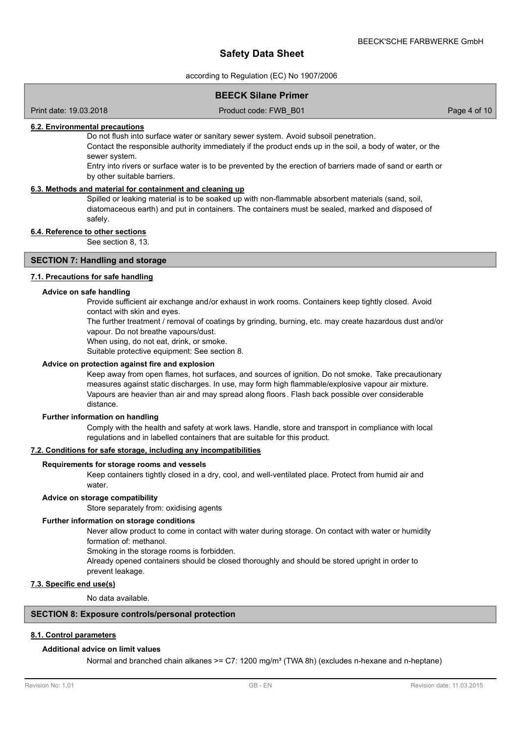#### 6.2. Environmental precautions

Do not flush into surface water or sanitary sewer system. Avoid subsoil penetration.
Contact the responsible authority immediately if the product ends up in the soil, a body of water, or the sewer system.
Entry into rivers or surface water is to be prevented by the erection of barriers made of sand or earth or by other suitable barriers.

#### 6.3. Methods and material for containment and cleaning up

Spilled or leaking material is to be soaked up with non-flammable absorbent materials (sand, soil, diatomaceous earth) and put in containers. The containers must be sealed, marked and disposed of safely.

#### 6.4. Reference to other sections

See section 8, 13.

## SECTION 7: Handling and storage

#### 7.1. Precautions for safe handling

**Advice on safe handling**

Provide sufficient air exchange and/or exhaust in work rooms. Containers keep tightly closed. Avoid contact with skin and eyes.
The further treatment / removal of coatings by grinding, burning, etc. may create hazardous dust and/or vapour. Do not breathe vapours/dust.
When using, do not eat, drink, or smoke.
Suitable protective equipment: See section 8.

**Advice on protection against fire and explosion**

Keep away from open flames, hot surfaces, and sources of ignition. Do not smoke. Take precautionary measures against static discharges. In use, may form high flammable/explosive vapour air mixture. Vapours are heavier than air and may spread along floors. Flash back possible over considerable distance.

**Further information on handling**

Comply with the health and safety at work laws. Handle, store and transport in compliance with local regulations and in labelled containers that are suitable for this product.

#### 7.2. Conditions for safe storage, including any incompatibilities

**Requirements for storage rooms and vessels**

Keep containers tightly closed in a dry, cool, and well-ventilated place. Protect from humid air and water.

**Advice on storage compatibility**

Store separately from: oxidising agents

**Further information on storage conditions**

Never allow product to come in contact with water during storage. On contact with water or humidity formation of: methanol.
Smoking in the storage rooms is forbidden.
Already opened containers should be closed thoroughly and should be stored upright in order to prevent leakage.

#### 7.3. Specific end use(s)

No data available.

## SECTION 8: Exposure controls/personal protection

#### 8.1. Control parameters

**Additional advice on limit values**

Normal and branched chain alkanes >= C7: 1200 mg/m³ (TWA 8h) (excludes n-hexane and n-heptane)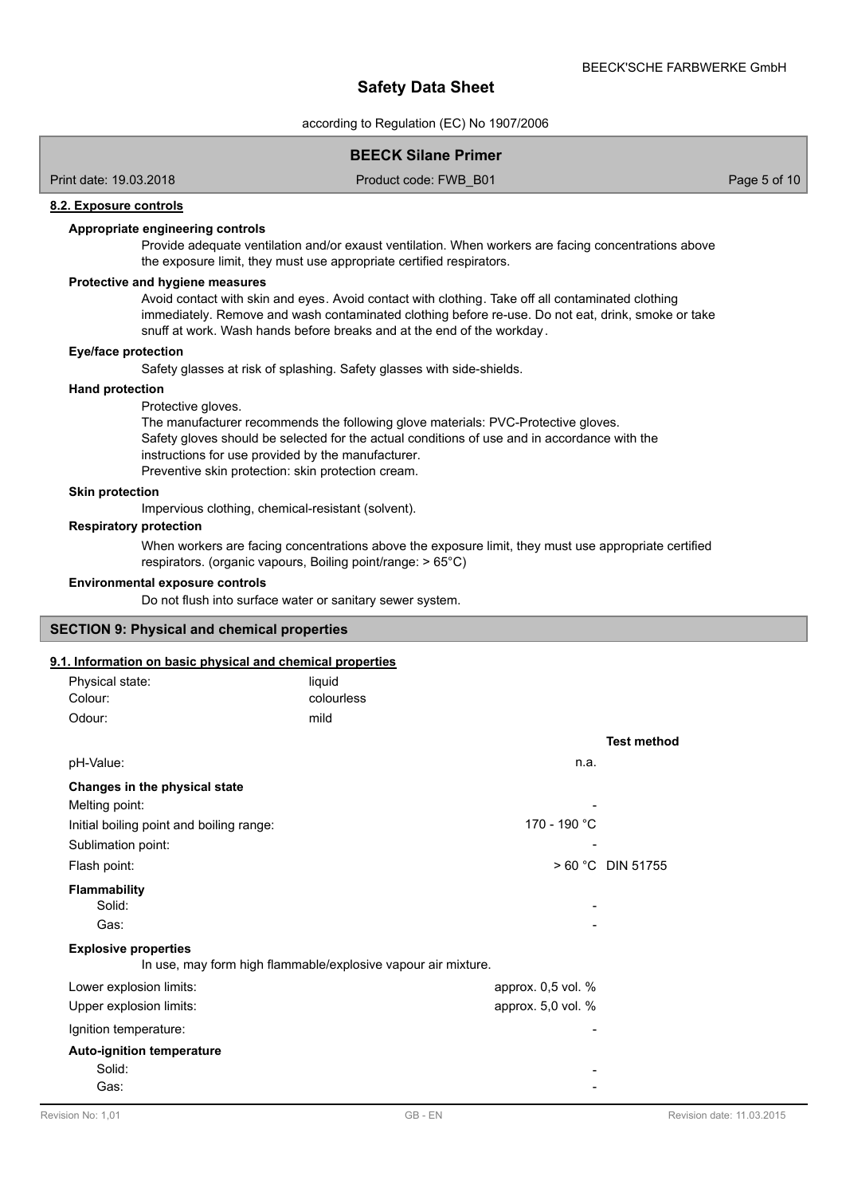### 8.2. Exposure controls

#### Appropriate engineering controls

Provide adequate ventilation and/or exaust ventilation. When workers are facing concentrations above the exposure limit, they must use appropriate certified respirators.

#### Protective and hygiene measures

Avoid contact with skin and eyes. Avoid contact with clothing. Take off all contaminated clothing immediately. Remove and wash contaminated clothing before re-use. Do not eat, drink, smoke or take snuff at work. Wash hands before breaks and at the end of the workday.

#### Eye/face protection

Safety glasses at risk of splashing. Safety glasses with side-shields.

#### Hand protection

Protective gloves.
The manufacturer recommends the following glove materials: PVC-Protective gloves.
Safety gloves should be selected for the actual conditions of use and in accordance with the instructions for use provided by the manufacturer.
Preventive skin protection: skin protection cream.

#### Skin protection

Impervious clothing, chemical-resistant (solvent).

#### Respiratory protection

When workers are facing concentrations above the exposure limit, they must use appropriate certified respirators. (organic vapours, Boiling point/range: > 65°C)

#### Environmental exposure controls

Do not flush into surface water or sanitary sewer system.

## SECTION 9: Physical and chemical properties

### 9.1. Information on basic physical and chemical properties

| | | |
|---|---|---|
| Physical state: | liquid | |
| Colour: | colourless | |
| Odour: | mild | |
| | | **Test method** |
| pH-Value: | n.a. | |
| **Changes in the physical state** | | |
| Melting point: | - | |
| Initial boiling point and boiling range: | 170 - 190 °C | |
| Sublimation point: | - | |
| Flash point: | > 60 °C | DIN 51755 |
| **Flammability** | | |
| Solid: | - | |
| Gas: | - | |
| **Explosive properties** | | |
| In use, may form high flammable/explosive vapour air mixture. | | |
| Lower explosion limits: | approx. 0,5 vol. % | |
| Upper explosion limits: | approx. 5,0 vol. % | |
| Ignition temperature: | - | |
| **Auto-ignition temperature** | | |
| Solid: | - | |
| Gas: | - | |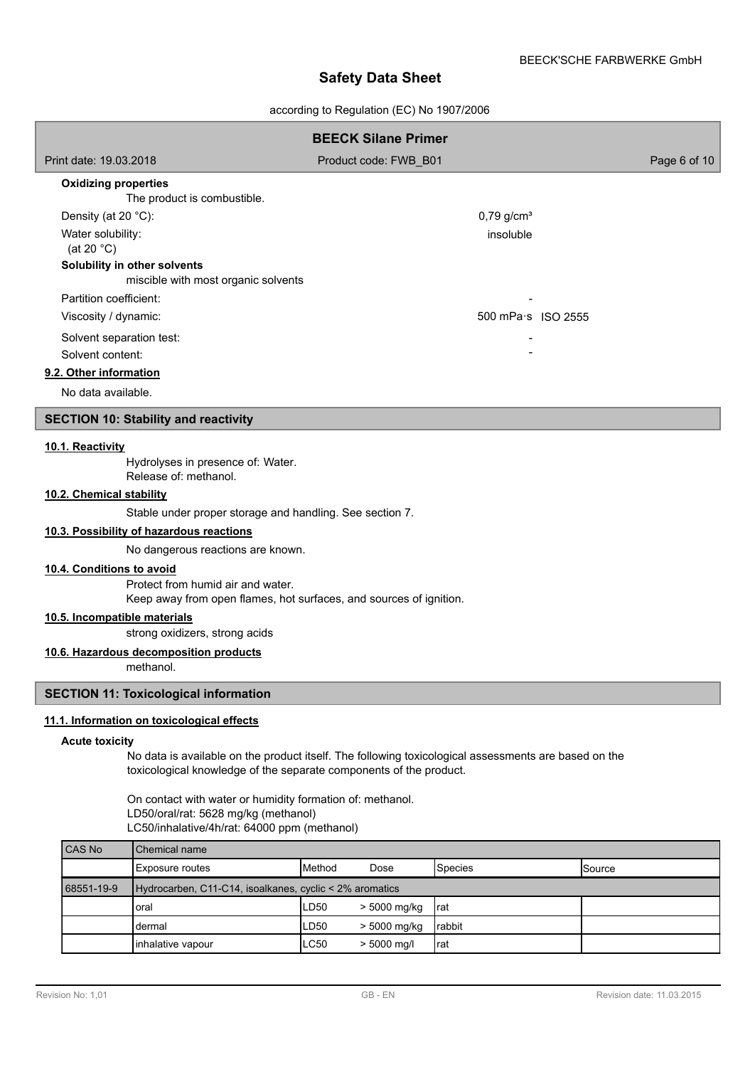**Oxidizing properties**

The product is combustible.

| | | |
|---|---|---|
| Density (at 20 °C): | 0,79 g/cm³ | |
| Water solubility: (at 20 °C) | insoluble | |

**Solubility in other solvents**

miscible with most organic solvents

| | | |
|---|---|---|
| Partition coefficient: | - | |
| Viscosity / dynamic: | 500 mPa·s | ISO 2555 |
| Solvent separation test: | - | |
| Solvent content: | - | |

**9.2. Other information**

No data available.

## SECTION 10: Stability and reactivity

**10.1. Reactivity**

Hydrolyses in presence of: Water.
Release of: methanol.

**10.2. Chemical stability**

Stable under proper storage and handling. See section 7.

**10.3. Possibility of hazardous reactions**

No dangerous reactions are known.

**10.4. Conditions to avoid**

Protect from humid air and water.
Keep away from open flames, hot surfaces, and sources of ignition.

**10.5. Incompatible materials**

strong oxidizers, strong acids

**10.6. Hazardous decomposition products**

methanol.

## SECTION 11: Toxicological information

**11.1. Information on toxicological effects**

**Acute toxicity**

No data is available on the product itself. The following toxicological assessments are based on the toxicological knowledge of the separate components of the product.

On contact with water or humidity formation of: methanol.
LD50/oral/rat: 5628 mg/kg (methanol)
LC50/inhalative/4h/rat: 64000 ppm (methanol)

| CAS No | Chemical name | | | | |
|---|---|---|---|---|---|
| | Exposure routes | Method | Dose | Species | Source |
| 68551-19-9 | Hydrocarben, C11-C14, isoalkanes, cyclic < 2% aromatics | | | | |
| | oral | LD50 | > 5000 mg/kg | rat | |
| | dermal | LD50 | > 5000 mg/kg | rabbit | |
| | inhalative vapour | LC50 | > 5000 mg/l | rat | |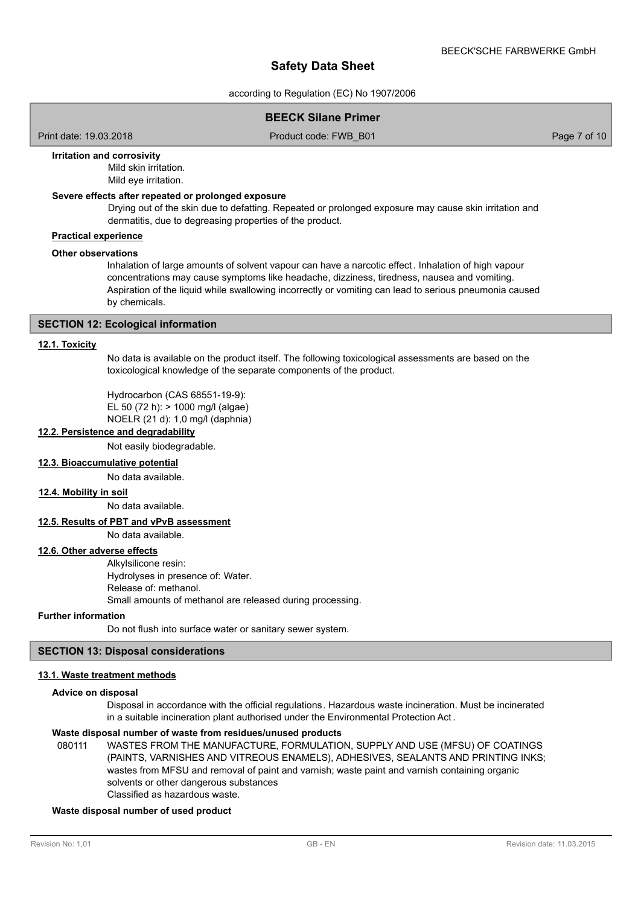**Irritation and corrosivity**

Mild skin irritation.
Mild eye irritation.

**Severe effects after repeated or prolonged exposure**

Drying out of the skin due to defatting. Repeated or prolonged exposure may cause skin irritation and dermatitis, due to degreasing properties of the product.

**Practical experience**

**Other observations**

Inhalation of large amounts of solvent vapour can have a narcotic effect. Inhalation of high vapour concentrations may cause symptoms like headache, dizziness, tiredness, nausea and vomiting. Aspiration of the liquid while swallowing incorrectly or vomiting can lead to serious pneumonia caused by chemicals.

## SECTION 12: Ecological information

### 12.1. Toxicity

No data is available on the product itself. The following toxicological assessments are based on the toxicological knowledge of the separate components of the product.

Hydrocarbon (CAS 68551-19-9):
EL 50 (72 h): > 1000 mg/l (algae)
NOELR (21 d): 1,0 mg/l (daphnia)

### 12.2. Persistence and degradability

Not easily biodegradable.

### 12.3. Bioaccumulative potential

No data available.

### 12.4. Mobility in soil

No data available.

### 12.5. Results of PBT and vPvB assessment

No data available.

### 12.6. Other adverse effects

Alkylsilicone resin:
Hydrolyses in presence of: Water.
Release of: methanol.
Small amounts of methanol are released during processing.

**Further information**

Do not flush into surface water or sanitary sewer system.

## SECTION 13: Disposal considerations

### 13.1. Waste treatment methods

**Advice on disposal**

Disposal in accordance with the official regulations. Hazardous waste incineration. Must be incinerated in a suitable incineration plant authorised under the Environmental Protection Act.

**Waste disposal number of waste from residues/unused products**

080111 WASTES FROM THE MANUFACTURE, FORMULATION, SUPPLY AND USE (MFSU) OF COATINGS (PAINTS, VARNISHES AND VITREOUS ENAMELS), ADHESIVES, SEALANTS AND PRINTING INKS; wastes from MFSU and removal of paint and varnish; waste paint and varnish containing organic solvents or other dangerous substances
Classified as hazardous waste.

**Waste disposal number of used product**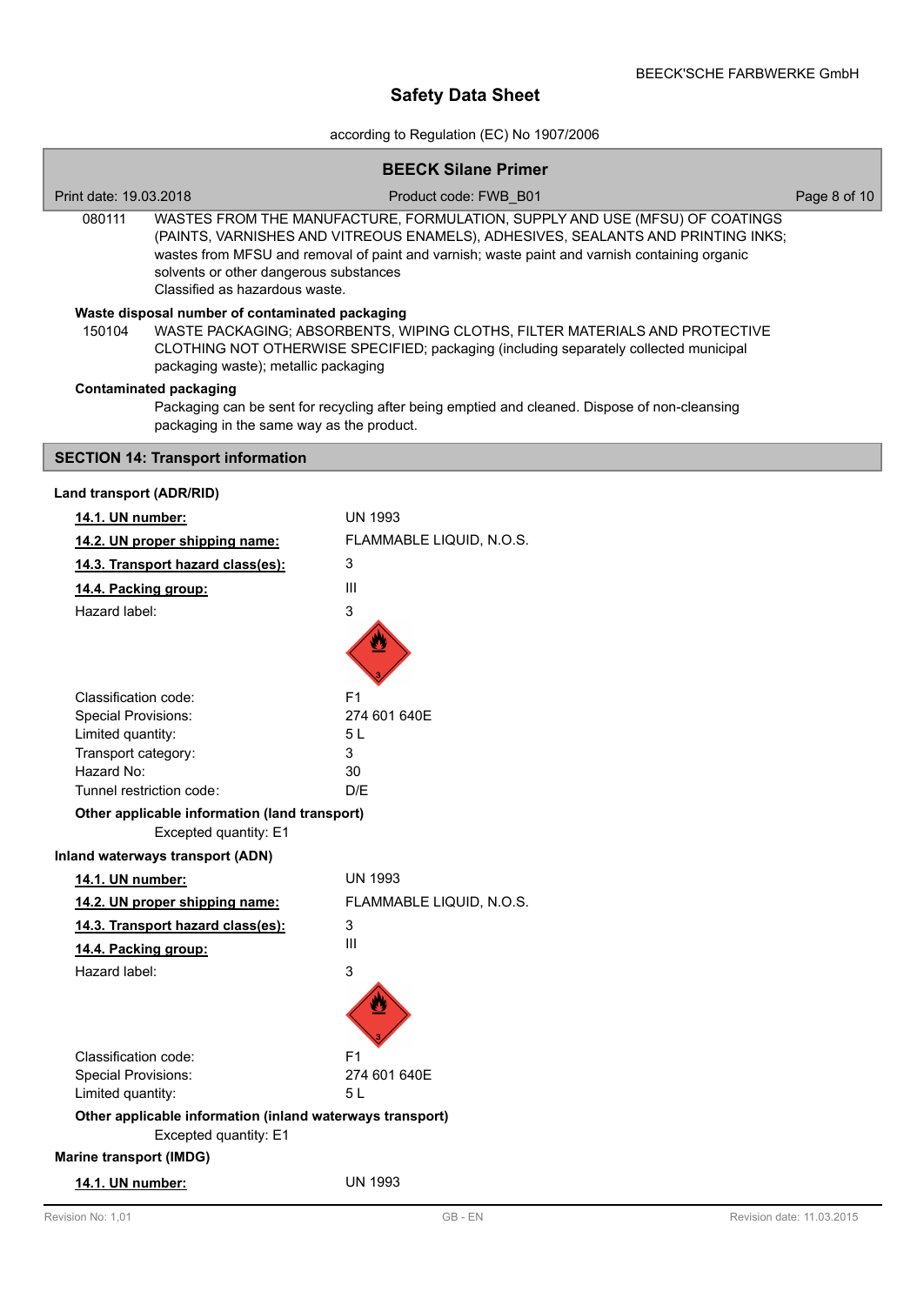| | |
|---|---|
| 080111 | WASTES FROM THE MANUFACTURE, FORMULATION, SUPPLY AND USE (MFSU) OF COATINGS (PAINTS, VARNISHES AND VITREOUS ENAMELS), ADHESIVES, SEALANTS AND PRINTING INKS; wastes from MFSU and removal of paint and varnish; waste paint and varnish containing organic solvents or other dangerous substances<br>Classified as hazardous waste. |

**Waste disposal number of contaminated packaging**

| | |
|---|---|
| 150104 | WASTE PACKAGING; ABSORBENTS, WIPING CLOTHS, FILTER MATERIALS AND PROTECTIVE CLOTHING NOT OTHERWISE SPECIFIED; packaging (including separately collected municipal packaging waste); metallic packaging |

**Contaminated packaging**

Packaging can be sent for recycling after being emptied and cleaned. Dispose of non-cleansing packaging in the same way as the product.

## SECTION 14: Transport information

### Land transport (ADR/RID)

| | |
|---|---|
| **14.1. UN number:** | UN 1993 |
| **14.2. UN proper shipping name:** | FLAMMABLE LIQUID, N.O.S. |
| **14.3. Transport hazard class(es):** | 3 |
| **14.4. Packing group:** | III |
| Hazard label: | 3 |
| Classification code: | F1 |
| Special Provisions: | 274 601 640E |
| Limited quantity: | 5 L |
| Transport category: | 3 |
| Hazard No: | 30 |
| Tunnel restriction code: | D/E |

**Other applicable information (land transport)**

Excepted quantity: E1

### Inland waterways transport (ADN)

| | |
|---|---|
| **14.1. UN number:** | UN 1993 |
| **14.2. UN proper shipping name:** | FLAMMABLE LIQUID, N.O.S. |
| **14.3. Transport hazard class(es):** | 3 |
| **14.4. Packing group:** | III |
| Hazard label: | 3 |
| Classification code: | F1 |
| Special Provisions: | 274 601 640E |
| Limited quantity: | 5 L |

**Other applicable information (inland waterways transport)**

Excepted quantity: E1

### Marine transport (IMDG)

| | |
|---|---|
| **14.1. UN number:** | UN 1993 |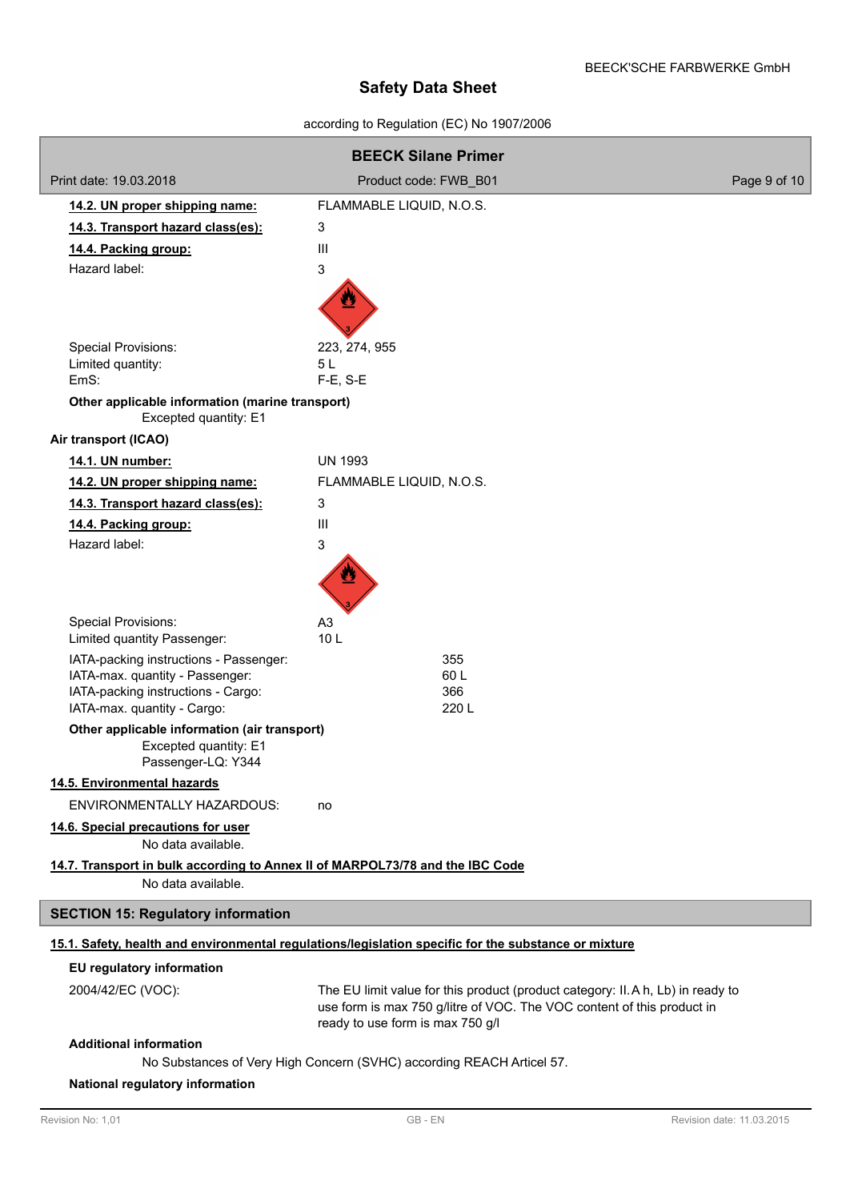**14.2. UN proper shipping name:** FLAMMABLE LIQUID, N.O.S.

**14.3. Transport hazard class(es):** 3

**14.4. Packing group:** III

Hazard label: 3

Special Provisions: 223, 274, 955
Limited quantity: 5 L
EmS: F-E, S-E

**Other applicable information (marine transport)**

Excepted quantity: E1

**Air transport (ICAO)**

**14.1. UN number:** UN 1993

**14.2. UN proper shipping name:** FLAMMABLE LIQUID, N.O.S.

**14.3. Transport hazard class(es):** 3

**14.4. Packing group:** III

Hazard label: 3

Special Provisions: A3
Limited quantity Passenger: 10 L

IATA-packing instructions - Passenger: 355
IATA-max. quantity - Passenger: 60 L
IATA-packing instructions - Cargo: 366
IATA-max. quantity - Cargo: 220 L

**Other applicable information (air transport)**

Excepted quantity: E1
Passenger-LQ: Y344

**14.5. Environmental hazards**

ENVIRONMENTALLY HAZARDOUS: no

**14.6. Special precautions for user**

No data available.

**14.7. Transport in bulk according to Annex II of MARPOL73/78 and the IBC Code**

No data available.

## SECTION 15: Regulatory information

**15.1. Safety, health and environmental regulations/legislation specific for the substance or mixture**

**EU regulatory information**

2004/42/EC (VOC): The EU limit value for this product (product category: II.A h, Lb) in ready to use form is max 750 g/litre of VOC. The VOC content of this product in ready to use form is max 750 g/l

**Additional information**

No Substances of Very High Concern (SVHC) according REACH Articel 57.

**National regulatory information**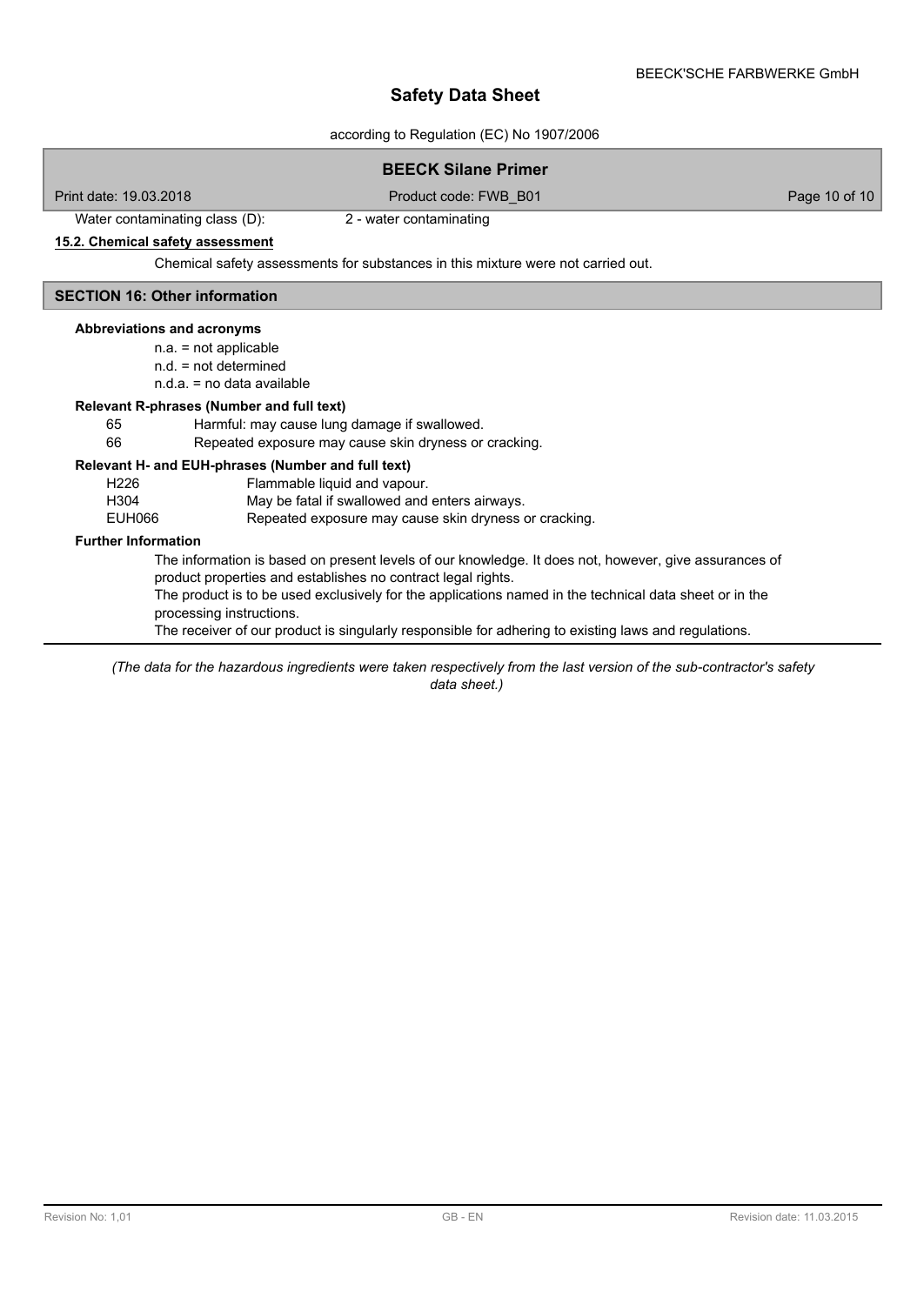Water contaminating class (D): 2 - water contaminating

**15.2. Chemical safety assessment**

Chemical safety assessments for substances in this mixture were not carried out.

## SECTION 16: Other information

**Abbreviations and acronyms**

n.a. = not applicable
n.d. = not determined
n.d.a. = no data available

**Relevant R-phrases (Number and full text)**

| | |
|---|---|
| 65 | Harmful: may cause lung damage if swallowed. |
| 66 | Repeated exposure may cause skin dryness or cracking. |

**Relevant H- and EUH-phrases (Number and full text)**

| | |
|---|---|
| H226 | Flammable liquid and vapour. |
| H304 | May be fatal if swallowed and enters airways. |
| EUH066 | Repeated exposure may cause skin dryness or cracking. |

**Further Information**

The information is based on present levels of our knowledge. It does not, however, give assurances of product properties and establishes no contract legal rights.
The product is to be used exclusively for the applications named in the technical data sheet or in the processing instructions.
The receiver of our product is singularly responsible for adhering to existing laws and regulations.

*(The data for the hazardous ingredients were taken respectively from the last version of the sub-contractor's safety data sheet.)*